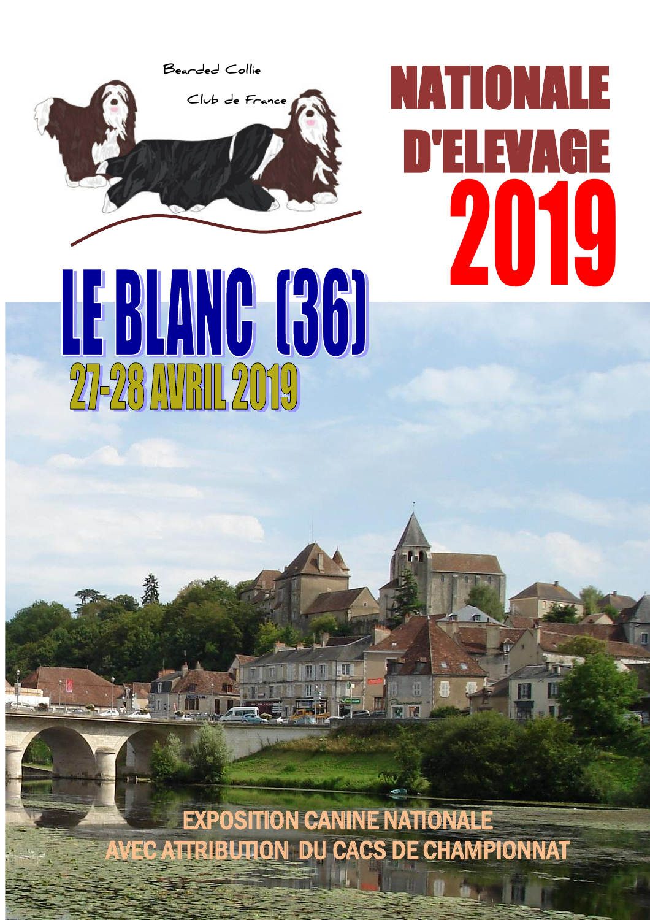Bearded Collie

Club de France

# NATIONALE D'ELEVAGE 2019

# LE BLANC (36)

## 27-28 AVRIL 2019

EXPOSITION CANINE NATIONALE
AVEC ATTRIBUTION DU CACS DE CHAMPIONNAT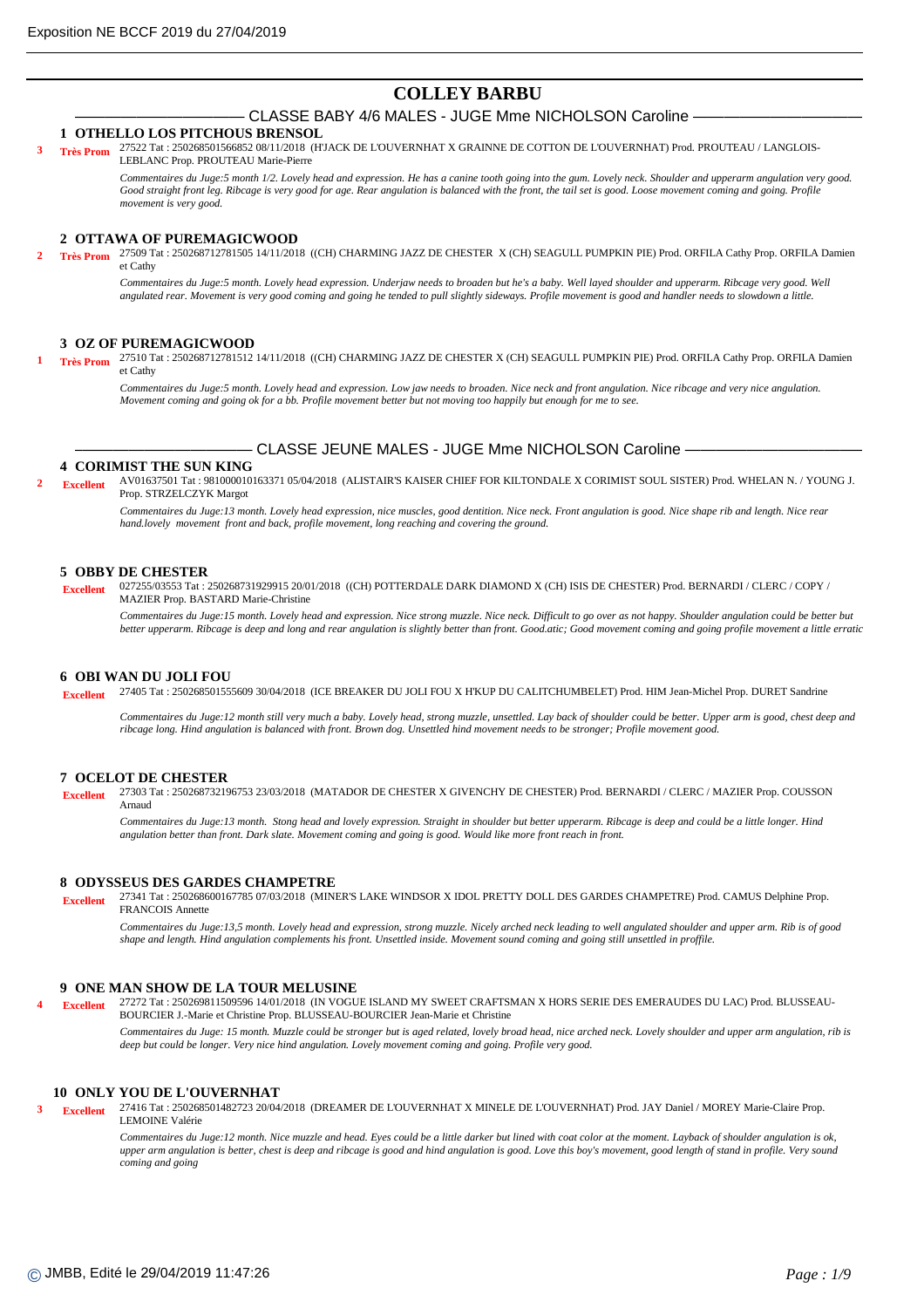# COLLEY BARBU

## CLASSE BABY 4/6 MALES - JUGE Mme NICHOLSON Caroline

### 1 OTHELLO LOS PITCHOUS BRENSOL

**3** **Très Prom** 27522 Tat : 250268501566852 08/11/2018 (H'JACK DE L'OUVERNHAT X GRAINNE DE COTTON DE L'OUVERNHAT) Prod. PROUTEAU / LANGLOIS-LEBLANC Prop. PROUTEAU Marie-Pierre

*Commentaires du Juge:5 month 1/2. Lovely head and expression. He has a canine tooth going into the gum. Lovely neck. Shoulder and upperarm angulation very good. Good straight front leg. Ribcage is very good for age. Rear angulation is balanced with the front, the tail set is good. Loose movement coming and going. Profile movement is very good.*

### 2 OTTAWA OF PUREMAGICWOOD

**2** **Très Prom** 27509 Tat : 250268712781505 14/11/2018 ((CH) CHARMING JAZZ DE CHESTER X (CH) SEAGULL PUMPKIN PIE) Prod. ORFILA Cathy Prop. ORFILA Damien et Cathy

*Commentaires du Juge:5 month. Lovely head expression. Underjaw needs to broaden but he's a baby. Well layed shoulder and upperarm. Ribcage very good. Well angulated rear. Movement is very good coming and going he tended to pull slightly sideways. Profile movement is good and handler needs to slowdown a little.*

### 3 OZ OF PUREMAGICWOOD

**1** **Très Prom** 27510 Tat : 250268712781512 14/11/2018 ((CH) CHARMING JAZZ DE CHESTER X (CH) SEAGULL PUMPKIN PIE) Prod. ORFILA Cathy Prop. ORFILA Damien et Cathy

*Commentaires du Juge:5 month. Lovely head and expression. Low jaw needs to broaden. Nice neck and front angulation. Nice ribcage and very nice angulation. Movement coming and going ok for a bb. Profile movement better but not moving too happily but enough for me to see.*

## CLASSE JEUNE MALES - JUGE Mme NICHOLSON Caroline

### 4 CORIMIST THE SUN KING

**2** **Excellent** AV01637501 Tat : 981000010163371 05/04/2018 (ALISTAIR'S KAISER CHIEF FOR KILTONDALE X CORIMIST SOUL SISTER) Prod. WHELAN N. / YOUNG J. Prop. STRZELCZYK Margot

*Commentaires du Juge:13 month. Lovely head expression, nice muscles, good dentition. Nice neck. Front angulation is good. Nice shape rib and length. Nice rear hand.lovely movement front and back, profile movement, long reaching and covering the ground.*

### 5 OBBY DE CHESTER

**Excellent** 027255/03553 Tat : 250268731929915 20/01/2018 ((CH) POTTERDALE DARK DIAMOND X (CH) ISIS DE CHESTER) Prod. BERNARDI / CLERC / COPY / MAZIER Prop. BASTARD Marie-Christine

*Commentaires du Juge:15 month. Lovely head and expression. Nice strong muzzle. Nice neck. Difficult to go over as not happy. Shoulder angulation could be better but better upperarm. Ribcage is deep and long and rear angulation is slightly better than front. Good.atic; Good movement coming and going profile movement a little erratic*

### 6 OBI WAN DU JOLI FOU

**Excellent** 27405 Tat : 250268501555609 30/04/2018 (ICE BREAKER DU JOLI FOU X H'KUP DU CALITCHUMBELET) Prod. HIM Jean-Michel Prop. DURET Sandrine

*Commentaires du Juge:12 month still very much a baby. Lovely head, strong muzzle, unsettled. Lay back of shoulder could be better. Upper arm is good, chest deep and ribcage long. Hind angulation is balanced with front. Brown dog. Unsettled hind movement needs to be stronger; Profile movement good.*

### 7 OCELOT DE CHESTER

**Excellent** 27303 Tat : 250268732196753 23/03/2018 (MATADOR DE CHESTER X GIVENCHY DE CHESTER) Prod. BERNARDI / CLERC / MAZIER Prop. COUSSON Arnaud

*Commentaires du Juge:13 month. Stong head and lovely expression. Straight in shoulder but better upperarm. Ribcage is deep and could be a little longer. Hind angulation better than front. Dark slate. Movement coming and going is good. Would like more front reach in front.*

### 8 ODYSSEUS DES GARDES CHAMPETRE

**Excellent** 27341 Tat : 250268600167785 07/03/2018 (MINER'S LAKE WINDSOR X IDOL PRETTY DOLL DES GARDES CHAMPETRE) Prod. CAMUS Delphine Prop. FRANCOIS Annette

*Commentaires du Juge:13,5 month. Lovely head and expression, strong muzzle. Nicely arched neck leading to well angulated shoulder and upper arm. Rib is of good shape and length. Hind angulation complements his front. Unsettled inside. Movement sound coming and going still unsettled in proffile.*

### 9 ONE MAN SHOW DE LA TOUR MELUSINE

**4** **Excellent** 27272 Tat : 250269811509596 14/01/2018 (IN VOGUE ISLAND MY SWEET CRAFTSMAN X HORS SERIE DES EMERAUDES DU LAC) Prod. BLUSSEAU-BOURCIER J.-Marie et Christine Prop. BLUSSEAU-BOURCIER Jean-Marie et Christine

*Commentaires du Juge: 15 month. Muzzle could be stronger but is aged related, lovely broad head, nice arched neck. Lovely shoulder and upper arm angulation, rib is deep but could be longer. Very nice hind angulation. Lovely movement coming and going. Profile very good.*

### 10 ONLY YOU DE L'OUVERNHAT

**3** **Excellent** 27416 Tat : 250268501482723 20/04/2018 (DREAMER DE L'OUVERNHAT X MINELE DE L'OUVERNHAT) Prod. JAY Daniel / MOREY Marie-Claire Prop. LEMOINE Valérie

*Commentaires du Juge:12 month. Nice muzzle and head. Eyes could be a little darker but lined with coat color at the moment. Layback of shoulder angulation is ok, upper arm angulation is better, chest is deep and ribcage is good and hind angulation is good. Love this boy's movement, good length of stand in profile. Very sound coming and going*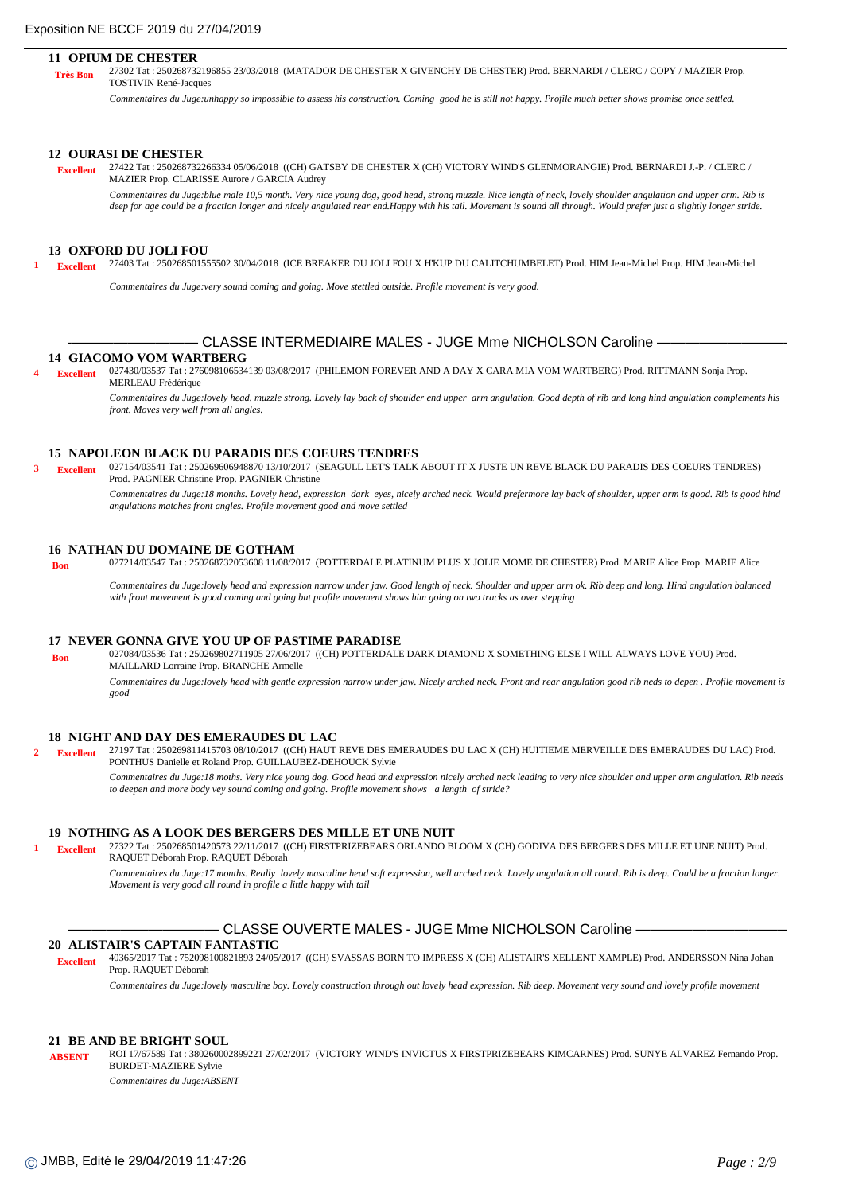### 11 OPIUM DE CHESTER

**Très Bon** 27302 Tat : 250268732196855 23/03/2018 (MATADOR DE CHESTER X GIVENCHY DE CHESTER) Prod. BERNARDI / CLERC / COPY / MAZIER Prop. TOSTIVIN René-Jacques

*Commentaires du Juge:unhappy so impossible to assess his construction. Coming good he is still not happy. Profile much better shows promise once settled.*

### 12 OURASI DE CHESTER

**Excellent** 27422 Tat : 250268732266334 05/06/2018 ((CH) GATSBY DE CHESTER X (CH) VICTORY WIND'S GLENMORANGIE) Prod. BERNARDI J.-P. / CLERC / MAZIER Prop. CLARISSE Aurore / GARCIA Audrey

*Commentaires du Juge:blue male 10,5 month. Very nice young dog, good head, strong muzzle. Nice length of neck, lovely shoulder angulation and upper arm. Rib is deep for age could be a fraction longer and nicely angulated rear end.Happy with his tail. Movement is sound all through. Would prefer just a slightly longer stride.*

### 13 OXFORD DU JOLI FOU

**1** **Excellent** 27403 Tat : 250268501555502 30/04/2018 (ICE BREAKER DU JOLI FOU X H'KUP DU CALITCHUMBELET) Prod. HIM Jean-Michel Prop. HIM Jean-Michel

*Commentaires du Juge:very sound coming and going. Move stettled outside. Profile movement is very good.*

## CLASSE INTERMEDIAIRE MALES - JUGE Mme NICHOLSON Caroline

### 14 GIACOMO VOM WARTBERG

**4** **Excellent** 027430/03537 Tat : 276098106534139 03/08/2017 (PHILEMON FOREVER AND A DAY X CARA MIA VOM WARTBERG) Prod. RITTMANN Sonja Prop. MERLEAU Frédérique

*Commentaires du Juge:lovely head, muzzle strong. Lovely lay back of shoulder end upper arm angulation. Good depth of rib and long hind angulation complements his front. Moves very well from all angles.*

### 15 NAPOLEON BLACK DU PARADIS DES COEURS TENDRES

**3** **Excellent** 027154/03541 Tat : 250269606948870 13/10/2017 (SEAGULL LET'S TALK ABOUT IT X JUSTE UN REVE BLACK DU PARADIS DES COEURS TENDRES) Prod. PAGNIER Christine Prop. PAGNIER Christine

*Commentaires du Juge:18 months. Lovely head, expression dark eyes, nicely arched neck. Would prefermore lay back of shoulder, upper arm is good. Rib is good hind angulations matches front angles. Profile movement good and move settled*

### 16 NATHAN DU DOMAINE DE GOTHAM

**Bon** 027214/03547 Tat : 250268732053608 11/08/2017 (POTTERDALE PLATINUM PLUS X JOLIE MOME DE CHESTER) Prod. MARIE Alice Prop. MARIE Alice

*Commentaires du Juge:lovely head and expression narrow under jaw. Good length of neck. Shoulder and upper arm ok. Rib deep and long. Hind angulation balanced with front movement is good coming and going but profile movement shows him going on two tracks as over stepping*

### 17 NEVER GONNA GIVE YOU UP OF PASTIME PARADISE

**Bon** 027084/03536 Tat : 250269802711905 27/06/2017 ((CH) POTTERDALE DARK DIAMOND X SOMETHING ELSE I WILL ALWAYS LOVE YOU) Prod. MAILLARD Lorraine Prop. BRANCHE Armelle

*Commentaires du Juge:lovely head with gentle expression narrow under jaw. Nicely arched neck. Front and rear angulation good rib neds to depen . Profile movement is good*

### 18 NIGHT AND DAY DES EMERAUDES DU LAC

**2** **Excellent** 27197 Tat : 250269811415703 08/10/2017 ((CH) HAUT REVE DES EMERAUDES DU LAC X (CH) HUITIEME MERVEILLE DES EMERAUDES DU LAC) Prod. PONTHUS Danielle et Roland Prop. GUILLAUBEZ-DEHOUCK Sylvie

*Commentaires du Juge:18 moths. Very nice young dog. Good head and expression nicely arched neck leading to very nice shoulder and upper arm angulation. Rib needs to deepen and more body vey sound coming and going. Profile movement shows a length of stride?*

### 19 NOTHING AS A LOOK DES BERGERS DES MILLE ET UNE NUIT

**1** **Excellent** 27322 Tat : 250268501420573 22/11/2017 ((CH) FIRSTPRIZEBEARS ORLANDO BLOOM X (CH) GODIVA DES BERGERS DES MILLE ET UNE NUIT) Prod. RAQUET Déborah Prop. RAQUET Déborah

*Commentaires du Juge:17 months. Really lovely masculine head soft expression, well arched neck. Lovely angulation all round. Rib is deep. Could be a fraction longer. Movement is very good all round in profile a little happy with tail*

## CLASSE OUVERTE MALES - JUGE Mme NICHOLSON Caroline

### 20 ALISTAIR'S CAPTAIN FANTASTIC

**Excellent** 40365/2017 Tat : 752098100821893 24/05/2017 ((CH) SVASSAS BORN TO IMPRESS X (CH) ALISTAIR'S XELLENT XAMPLE) Prod. ANDERSSON Nina Johan Prop. RAQUET Déborah

*Commentaires du Juge:lovely masculine boy. Lovely construction through out lovely head expression. Rib deep. Movement very sound and lovely profile movement*

### 21 BE AND BE BRIGHT SOUL

**ABSENT** ROI 17/67589 Tat : 380260002899221 27/02/2017 (VICTORY WIND'S INVICTUS X FIRSTPRIZEBEARS KIMCARNES) Prod. SUNYE ALVAREZ Fernando Prop. BURDET-MAZIERE Sylvie

*Commentaires du Juge:ABSENT*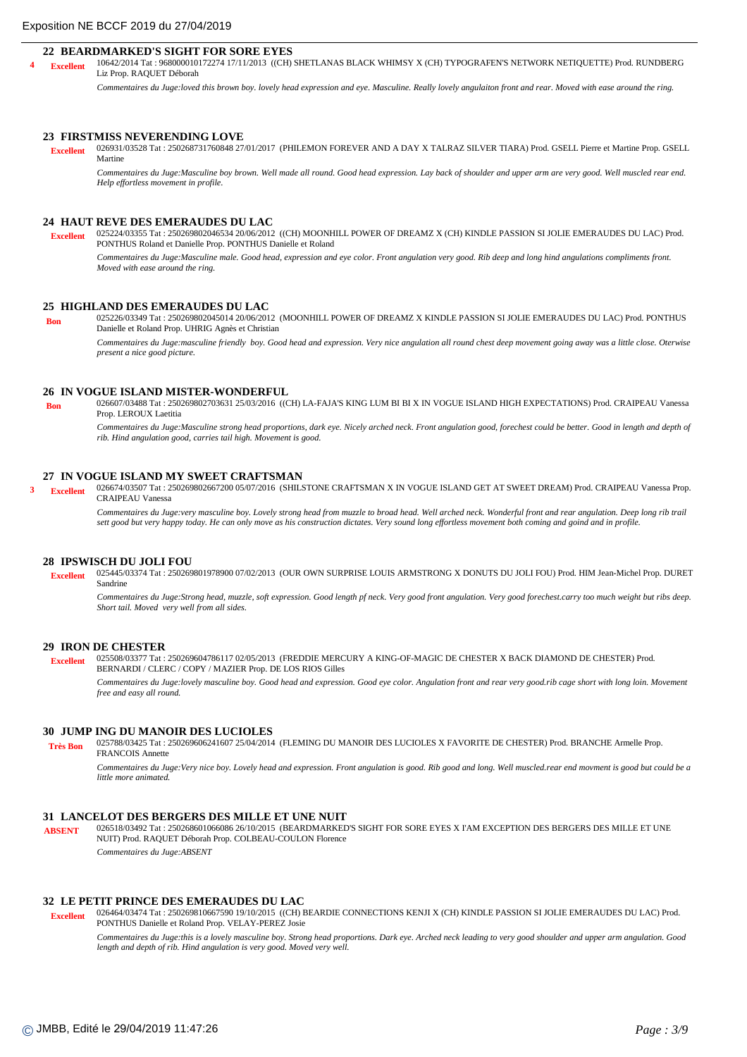### 22 BEARDMARKED'S SIGHT FOR SORE EYES

**4** **Excellent** 10642/2014 Tat : 968000010172274 17/11/2013 ((CH) SHETLANAS BLACK WHIMSY X (CH) TYPOGRAFEN'S NETWORK NETIQUETTE) Prod. RUNDBERG Liz Prop. RAQUET Déborah

*Commentaires du Juge:loved this brown boy. lovely head expression and eye. Masculine. Really lovely angulaiton front and rear. Moved with ease around the ring.*

### 23 FIRSTMISS NEVERENDING LOVE

**Excellent** 026931/03528 Tat : 250268731760848 27/01/2017 (PHILEMON FOREVER AND A DAY X TALRAZ SILVER TIARA) Prod. GSELL Pierre et Martine Prop. GSELL Martine

*Commentaires du Juge:Masculine boy brown. Well made all round. Good head expression. Lay back of shoulder and upper arm are very good. Well muscled rear end. Help effortless movement in profile.*

### 24 HAUT REVE DES EMERAUDES DU LAC

**Excellent** 025224/03355 Tat : 250269802046534 20/06/2012 ((CH) MOONHILL POWER OF DREAMZ X (CH) KINDLE PASSION SI JOLIE EMERAUDES DU LAC) Prod. PONTHUS Roland et Danielle Prop. PONTHUS Danielle et Roland

*Commentaires du Juge:Masculine male. Good head, expression and eye color. Front angulation very good. Rib deep and long hind angulations compliments front. Moved with ease around the ring.*

### 25 HIGHLAND DES EMERAUDES DU LAC

**Bon** 025226/03349 Tat : 250269802045014 20/06/2012 (MOONHILL POWER OF DREAMZ X KINDLE PASSION SI JOLIE EMERAUDES DU LAC) Prod. PONTHUS Danielle et Roland Prop. UHRIG Agnès et Christian

*Commentaires du Juge:masculine friendly boy. Good head and expression. Very nice angulation all round chest deep movement going away was a little close. Oterwise present a nice good picture.*

### 26 IN VOGUE ISLAND MISTER-WONDERFUL

**Bon** 026607/03488 Tat : 250269802703631 25/03/2016 ((CH) LA-FAJA'S KING LUM BI BI X IN VOGUE ISLAND HIGH EXPECTATIONS) Prod. CRAIPEAU Vanessa Prop. LEROUX Laetitia

*Commentaires du Juge:Masculine strong head proportions, dark eye. Nicely arched neck. Front angulation good, forechest could be better. Good in length and depth of rib. Hind angulation good, carries tail high. Movement is good.*

### 27 IN VOGUE ISLAND MY SWEET CRAFTSMAN

**3** **Excellent** 026674/03507 Tat : 250269802667200 05/07/2016 (SHILSTONE CRAFTSMAN X IN VOGUE ISLAND GET AT SWEET DREAM) Prod. CRAIPEAU Vanessa Prop. CRAIPEAU Vanessa

*Commentaires du Juge:very masculine boy. Lovely strong head from muzzle to broad head. Well arched neck. Wonderful front and rear angulation. Deep long rib trail sett good but very happy today. He can only move as his construction dictates. Very sound long effortless movement both coming and goind and in profile.*

### 28 IPSWISCH DU JOLI FOU

**Excellent** 025445/03374 Tat : 250269801978900 07/02/2013 (OUR OWN SURPRISE LOUIS ARMSTRONG X DONUTS DU JOLI FOU) Prod. HIM Jean-Michel Prop. DURET Sandrine

*Commentaires du Juge:Strong head, muzzle, soft expression. Good length pf neck. Very good front angulation. Very good forechest.carry too much weight but ribs deep. Short tail. Moved very well from all sides.*

### 29 IRON DE CHESTER

**Excellent** 025508/03377 Tat : 250269604786117 02/05/2013 (FREDDIE MERCURY A KING-OF-MAGIC DE CHESTER X BACK DIAMOND DE CHESTER) Prod. BERNARDI / CLERC / COPY / MAZIER Prop. DE LOS RIOS Gilles

*Commentaires du Juge:lovely masculine boy. Good head and expression. Good eye color. Angulation front and rear very good.rib cage short with long loin. Movement free and easy all round.*

### 30 JUMP ING DU MANOIR DES LUCIOLES

**Très Bon** 025788/03425 Tat : 250269606241607 25/04/2014 (FLEMING DU MANOIR DES LUCIOLES X FAVORITE DE CHESTER) Prod. BRANCHE Armelle Prop. FRANCOIS Annette

*Commentaires du Juge:Very nice boy. Lovely head and expression. Front angulation is good. Rib good and long. Well muscled.rear end movment is good but could be a little more animated.*

### 31 LANCELOT DES BERGERS DES MILLE ET UNE NUIT

**ABSENT** 026518/03492 Tat : 250268601066086 26/10/2015 (BEARDMARKED'S SIGHT FOR SORE EYES X I'AM EXCEPTION DES BERGERS DES MILLE ET UNE NUIT) Prod. RAQUET Déborah Prop. COLBEAU-COULON Florence

*Commentaires du Juge:ABSENT*

### 32 LE PETIT PRINCE DES EMERAUDES DU LAC

**Excellent** 026464/03474 Tat : 250269810667590 19/10/2015 ((CH) BEARDIE CONNECTIONS KENJI X (CH) KINDLE PASSION SI JOLIE EMERAUDES DU LAC) Prod. PONTHUS Danielle et Roland Prop. VELAY-PEREZ Josie

*Commentaires du Juge:this is a lovely masculine boy. Strong head proportions. Dark eye. Arched neck leading to very good shoulder and upper arm angulation. Good length and depth of rib. Hind angulation is very good. Moved very well.*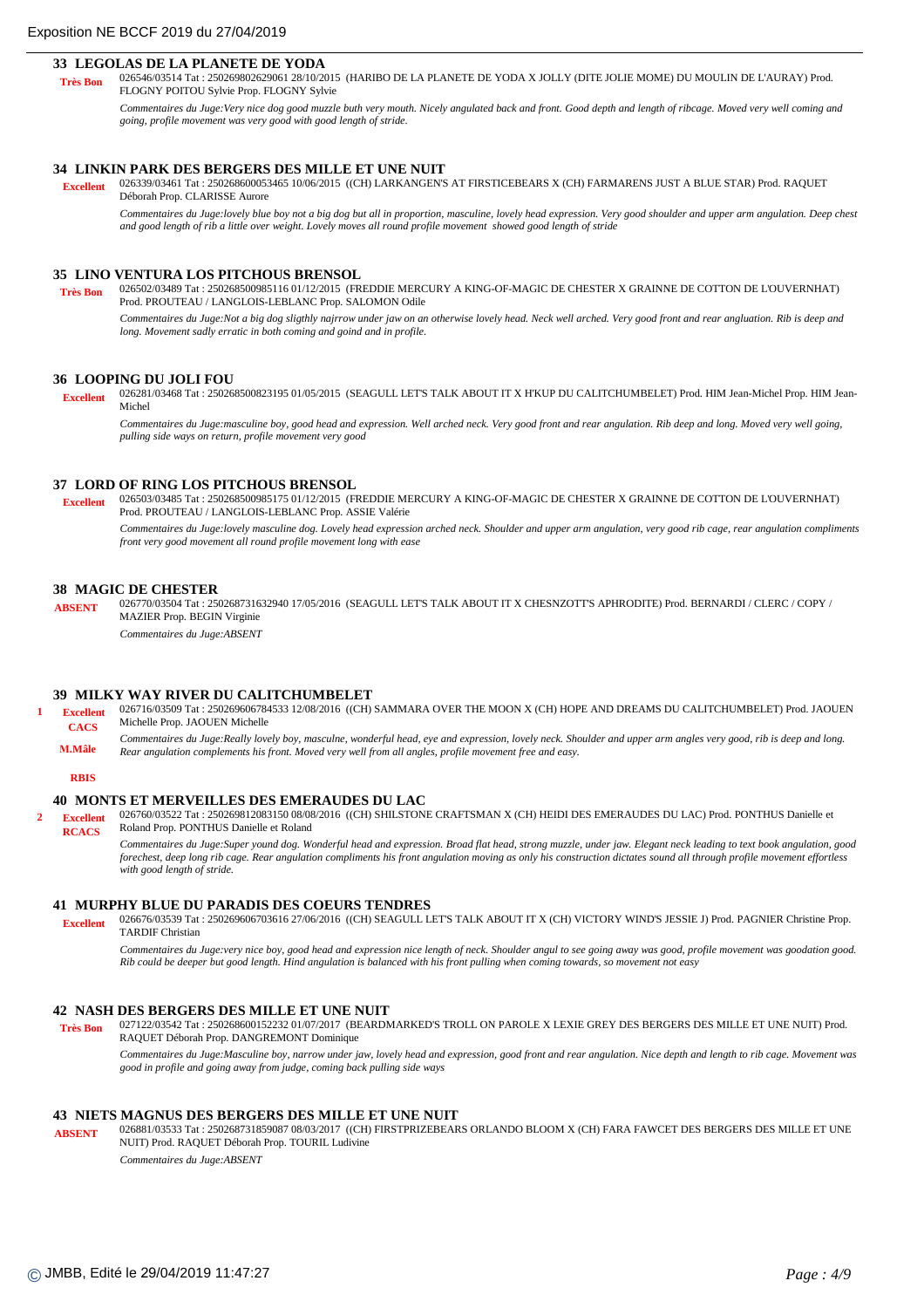### 33 LEGOLAS DE LA PLANETE DE YODA

**Très Bon**

026546/03514 Tat : 250269802629061 28/10/2015 (HARIBO DE LA PLANETE DE YODA X JOLLY (DITE JOLIE MOME) DU MOULIN DE L'AURAY) Prod. FLOGNY POITOU Sylvie Prop. FLOGNY Sylvie

*Commentaires du Juge:Very nice dog good muzzle buth very mouth. Nicely angulated back and front. Good depth and length of ribcage. Moved very well coming and going, profile movement was very good with good length of stride.*

### 34 LINKIN PARK DES BERGERS DES MILLE ET UNE NUIT

**Excellent**

026339/03461 Tat : 250268600053465 10/06/2015 ((CH) LARKANGEN'S AT FIRSTICEBEARS X (CH) FARMARENS JUST A BLUE STAR) Prod. RAQUET Déborah Prop. CLARISSE Aurore

*Commentaires du Juge:lovely blue boy not a big dog but all in proportion, masculine, lovely head expression. Very good shoulder and upper arm angulation. Deep chest and good length of rib a little over weight. Lovely moves all round profile movement showed good length of stride*

### 35 LINO VENTURA LOS PITCHOUS BRENSOL

**Très Bon**

026502/03489 Tat : 250268500985116 01/12/2015 (FREDDIE MERCURY A KING-OF-MAGIC DE CHESTER X GRAINNE DE COTTON DE L'OUVERNHAT) Prod. PROUTEAU / LANGLOIS-LEBLANC Prop. SALOMON Odile

*Commentaires du Juge:Not a big dog sligthly najrrow under jaw on an otherwise lovely head. Neck well arched. Very good front and rear angluation. Rib is deep and long. Movement sadly erratic in both coming and goind and in profile.*

### 36 LOOPING DU JOLI FOU

**Excellent**

026281/03468 Tat : 250268500823195 01/05/2015 (SEAGULL LET'S TALK ABOUT IT X H'KUP DU CALITCHUMBELET) Prod. HIM Jean-Michel Prop. HIM Jean-Michel

*Commentaires du Juge:masculine boy, good head and expression. Well arched neck. Very good front and rear angulation. Rib deep and long. Moved very well going, pulling side ways on return, profile movement very good*

### 37 LORD OF RING LOS PITCHOUS BRENSOL

**Excellent**

026503/03485 Tat : 250268500985175 01/12/2015 (FREDDIE MERCURY A KING-OF-MAGIC DE CHESTER X GRAINNE DE COTTON DE L'OUVERNHAT) Prod. PROUTEAU / LANGLOIS-LEBLANC Prop. ASSIE Valérie

*Commentaires du Juge:lovely masculine dog. Lovely head expression arched neck. Shoulder and upper arm angulation, very good rib cage, rear angulation compliments front very good movement all round profile movement long with ease*

### 38 MAGIC DE CHESTER

**ABSENT**

026770/03504 Tat : 250268731632940 17/05/2016 (SEAGULL LET'S TALK ABOUT IT X CHESNZOTT'S APHRODITE) Prod. BERNARDI / CLERC / COPY / MAZIER Prop. BEGIN Virginie

*Commentaires du Juge:ABSENT*

### 39 MILKY WAY RIVER DU CALITCHUMBELET

**1 Excellent CACS M.Mâle RBIS**

026716/03509 Tat : 250269606784533 12/08/2016 ((CH) SAMMARA OVER THE MOON X (CH) HOPE AND DREAMS DU CALITCHUMBELET) Prod. JAOUEN Michelle Prop. JAOUEN Michelle

*Commentaires du Juge:Really lovely boy, masculne, wonderful head, eye and expression, lovely neck. Shoulder and upper arm angles very good, rib is deep and long. Rear angulation complements his front. Moved very well from all angles, profile movement free and easy.*

### 40 MONTS ET MERVEILLES DES EMERAUDES DU LAC

**2 Excellent RCACS**

026760/03522 Tat : 250269812083150 08/08/2016 ((CH) SHILSTONE CRAFTSMAN X (CH) HEIDI DES EMERAUDES DU LAC) Prod. PONTHUS Danielle et Roland Prop. PONTHUS Danielle et Roland

*Commentaires du Juge:Super yound dog. Wonderful head and expression. Broad flat head, strong muzzle, under jaw. Elegant neck leading to text book angulation, good forechest, deep long rib cage. Rear angulation compliments his front angulation moving as only his construction dictates sound all through profile movement effortless with good length of stride.*

### 41 MURPHY BLUE DU PARADIS DES COEURS TENDRES

**Excellent**

026676/03539 Tat : 250269606703616 27/06/2016 ((CH) SEAGULL LET'S TALK ABOUT IT X (CH) VICTORY WIND'S JESSIE J) Prod. PAGNIER Christine Prop. TARDIF Christian

*Commentaires du Juge:very nice boy, good head and expression nice length of neck. Shoulder angul to see going away was good, profile movement was goodation good. Rib could be deeper but good length. Hind angulation is balanced with his front pulling when coming towards, so movement not easy*

### 42 NASH DES BERGERS DES MILLE ET UNE NUIT

**Très Bon**

027122/03542 Tat : 250268600152232 01/07/2017 (BEARDMARKED'S TROLL ON PAROLE X LEXIE GREY DES BERGERS DES MILLE ET UNE NUIT) Prod. RAQUET Déborah Prop. DANGREMONT Dominique

*Commentaires du Juge:Masculine boy, narrow under jaw, lovely head and expression, good front and rear angulation. Nice depth and length to rib cage. Movement was good in profile and going away from judge, coming back pulling side ways*

### 43 NIETS MAGNUS DES BERGERS DES MILLE ET UNE NUIT

**ABSENT**

026881/03533 Tat : 250268731859087 08/03/2017 ((CH) FIRSTPRIZEBEARS ORLANDO BLOOM X (CH) FARA FAWCET DES BERGERS DES MILLE ET UNE NUIT) Prod. RAQUET Déborah Prop. TOURIL Ludivine

*Commentaires du Juge:ABSENT*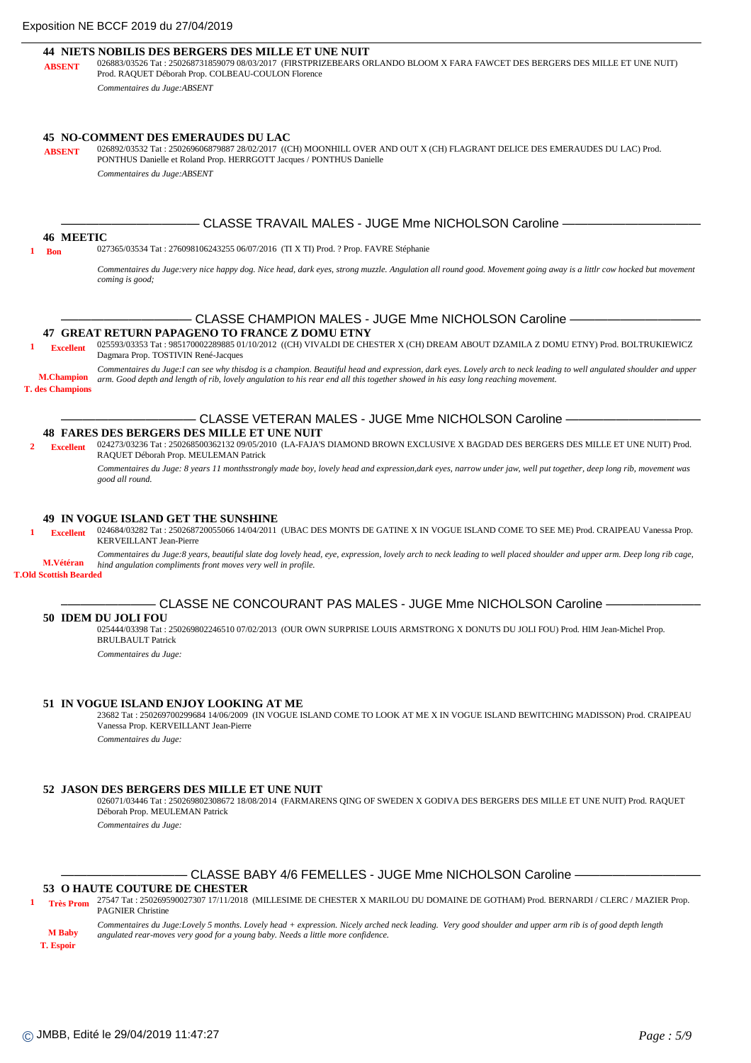**44 NIETS NOBILIS DES BERGERS DES MILLE ET UNE NUIT**

**ABSENT** 026883/03526 Tat : 250268731859079 08/03/2017 (FIRSTPRIZEBEARS ORLANDO BLOOM X FARA FAWCET DES BERGERS DES MILLE ET UNE NUIT) Prod. RAQUET Déborah Prop. COLBEAU-COULON Florence

*Commentaires du Juge:ABSENT*

**45 NO-COMMENT DES EMERAUDES DU LAC**

**ABSENT** 026892/03532 Tat : 250269606879887 28/02/2017 ((CH) MOONHILL OVER AND OUT X (CH) FLAGRANT DELICE DES EMERAUDES DU LAC) Prod. PONTHUS Danielle et Roland Prop. HERRGOTT Jacques / PONTHUS Danielle

*Commentaires du Juge:ABSENT*

## CLASSE TRAVAIL MALES - JUGE Mme NICHOLSON Caroline

**46 MEETIC**

**1 Bon** 027365/03534 Tat : 276098106243255 06/07/2016 (TI X TI) Prod. ? Prop. FAVRE Stéphanie

*Commentaires du Juge:very nice happy dog. Nice head, dark eyes, strong muzzle. Angulation all round good. Movement going away is a littlr cow hocked but movement coming is good;*

## CLASSE CHAMPION MALES - JUGE Mme NICHOLSON Caroline

**47 GREAT RETURN PAPAGENO TO FRANCE Z DOMU ETNY**

**1 Excellent** 025593/03353 Tat : 985170002289885 01/10/2012 ((CH) VIVALDI DE CHESTER X (CH) DREAM ABOUT DZAMILA Z DOMU ETNY) Prod. BOLTRUKIEWICZ Dagmara Prop. TOSTIVIN René-Jacques

**M.Champion**
**T. des Champions**

*Commentaires du Juge:I can see why thisdog is a champion. Beautiful head and expression, dark eyes. Lovely arch to neck leading to well angulated shoulder and upper arm. Good depth and length of rib, lovely angulation to his rear end all this together showed in his easy long reaching movement.*

## CLASSE VETERAN MALES - JUGE Mme NICHOLSON Caroline

**48 FARES DES BERGERS DES MILLE ET UNE NUIT**

**2 Excellent** 024273/03236 Tat : 250268500362132 09/05/2010 (LA-FAJA'S DIAMOND BROWN EXCLUSIVE X BAGDAD DES BERGERS DES MILLE ET UNE NUIT) Prod. RAQUET Déborah Prop. MEULEMAN Patrick

*Commentaires du Juge: 8 years 11 monthsstrongly made boy, lovely head and expression,dark eyes, narrow under jaw, well put together, deep long rib, movement was good all round.*

**49 IN VOGUE ISLAND GET THE SUNSHINE**

**1 Excellent** 024684/03282 Tat : 250268720055066 14/04/2011 (UBAC DES MONTS DE GATINE X IN VOGUE ISLAND COME TO SEE ME) Prod. CRAIPEAU Vanessa Prop. KERVEILLANT Jean-Pierre

**M.Vétéran**
**T.Old Scottish Bearded**

*Commentaires du Juge:8 years, beautiful slate dog lovely head, eye, expression, lovely arch to neck leading to well placed shoulder and upper arm. Deep long rib cage, hind angulation compliments front moves very well in profile.*

## CLASSE NE CONCOURANT PAS MALES - JUGE Mme NICHOLSON Caroline

**50 IDEM DU JOLI FOU**

025444/03398 Tat : 250269802246510 07/02/2013 (OUR OWN SURPRISE LOUIS ARMSTRONG X DONUTS DU JOLI FOU) Prod. HIM Jean-Michel Prop. BRULBAULT Patrick

*Commentaires du Juge:*

**51 IN VOGUE ISLAND ENJOY LOOKING AT ME**

23682 Tat : 250269700299684 14/06/2009 (IN VOGUE ISLAND COME TO LOOK AT ME X IN VOGUE ISLAND BEWITCHING MADISSON) Prod. CRAIPEAU Vanessa Prop. KERVEILLANT Jean-Pierre

*Commentaires du Juge:*

**52 JASON DES BERGERS DES MILLE ET UNE NUIT**

026071/03446 Tat : 250269802308672 18/08/2014 (FARMARENS QING OF SWEDEN X GODIVA DES BERGERS DES MILLE ET UNE NUIT) Prod. RAQUET Déborah Prop. MEULEMAN Patrick

*Commentaires du Juge:*

## CLASSE BABY 4/6 FEMELLES - JUGE Mme NICHOLSON Caroline

**53 O HAUTE COUTURE DE CHESTER**

**1 Très Prom** 27547 Tat : 250269590027307 17/11/2018 (MILLESIME DE CHESTER X MARILOU DU DOMAINE DE GOTHAM) Prod. BERNARDI / CLERC / MAZIER Prop. PAGNIER Christine

**M Baby**
**T. Espoir**

*Commentaires du Juge:Lovely 5 months. Lovely head + expression. Nicely arched neck leading. Very good shoulder and upper arm rib is of good depth length angulated rear-moves very good for a young baby. Needs a little more confidence.*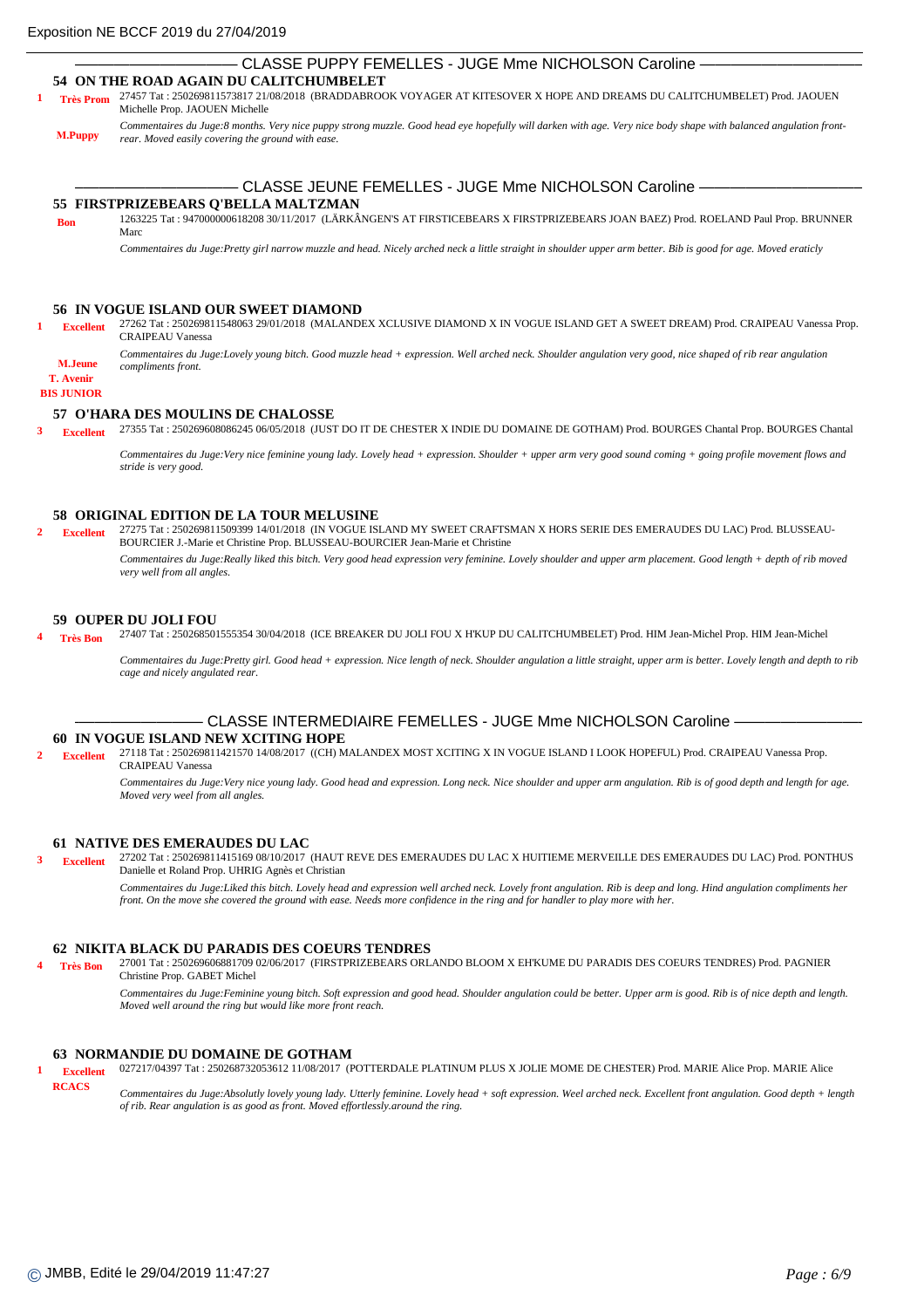## CLASSE PUPPY FEMELLES - JUGE Mme NICHOLSON Caroline

### 54 ON THE ROAD AGAIN DU CALITCHUMBELET

**1** **Très Prom** 27457 Tat : 250269811573817 21/08/2018 (BRADDABROOK VOYAGER AT KITESOVER X HOPE AND DREAMS DU CALITCHUMBELET) Prod. JAOUEN Michelle Prop. JAOUEN Michelle

**M.Puppy**

*Commentaires du Juge:8 months. Very nice puppy strong muzzle. Good head eye hopefully will darken with age. Very nice body shape with balanced angulation front-rear. Moved easily covering the ground with ease.*

## CLASSE JEUNE FEMELLES - JUGE Mme NICHOLSON Caroline

### 55 FIRSTPRIZEBEARS Q'BELLA MALTZMAN

**Bon** 1263225 Tat : 947000000618208 30/11/2017 (LÄRKÂNGEN'S AT FIRSTICEBEARS X FIRSTPRIZEBEARS JOAN BAEZ) Prod. ROELAND Paul Prop. BRUNNER Marc

*Commentaires du Juge:Pretty girl narrow muzzle and head. Nicely arched neck a little straight in shoulder upper arm better. Bib is good for age. Moved eraticly*

### 56 IN VOGUE ISLAND OUR SWEET DIAMOND

**1** **Excellent** 27262 Tat : 250269811548063 29/01/2018 (MALANDEX XCLUSIVE DIAMOND X IN VOGUE ISLAND GET A SWEET DREAM) Prod. CRAIPEAU Vanessa Prop. CRAIPEAU Vanessa

**M.Jeune**
**T. Avenir**
**BIS JUNIOR**

*Commentaires du Juge:Lovely young bitch. Good muzzle head + expression. Well arched neck. Shoulder angulation very good, nice shaped of rib rear angulation compliments front.*

### 57 O'HARA DES MOULINS DE CHALOSSE

**3** **Excellent** 27355 Tat : 250269608086245 06/05/2018 (JUST DO IT DE CHESTER X INDIE DU DOMAINE DE GOTHAM) Prod. BOURGES Chantal Prop. BOURGES Chantal

*Commentaires du Juge:Very nice feminine young lady. Lovely head + expression. Shoulder + upper arm very good sound coming + going profile movement flows and stride is very good.*

### 58 ORIGINAL EDITION DE LA TOUR MELUSINE

**2** **Excellent** 27275 Tat : 250269811509399 14/01/2018 (IN VOGUE ISLAND MY SWEET CRAFTSMAN X HORS SERIE DES EMERAUDES DU LAC) Prod. BLUSSEAU-BOURCIER J.-Marie et Christine Prop. BLUSSEAU-BOURCIER Jean-Marie et Christine

*Commentaires du Juge:Really liked this bitch. Very good head expression very feminine. Lovely shoulder and upper arm placement. Good length + depth of rib moved very well from all angles.*

### 59 OUPER DU JOLI FOU

**4** **Très Bon** 27407 Tat : 250268501555354 30/04/2018 (ICE BREAKER DU JOLI FOU X H'KUP DU CALITCHUMBELET) Prod. HIM Jean-Michel Prop. HIM Jean-Michel

*Commentaires du Juge:Pretty girl. Good head + expression. Nice length of neck. Shoulder angulation a little straight, upper arm is better. Lovely length and depth to rib cage and nicely angulated rear.*

## CLASSE INTERMEDIAIRE FEMELLES - JUGE Mme NICHOLSON Caroline

### 60 IN VOGUE ISLAND NEW XCITING HOPE

**2** **Excellent** 27118 Tat : 250269811421570 14/08/2017 ((CH) MALANDEX MOST XCITING X IN VOGUE ISLAND I LOOK HOPEFUL) Prod. CRAIPEAU Vanessa Prop. CRAIPEAU Vanessa

*Commentaires du Juge:Very nice young lady. Good head and expression. Long neck. Nice shoulder and upper arm angulation. Rib is of good depth and length for age. Moved very weel from all angles.*

### 61 NATIVE DES EMERAUDES DU LAC

**3** **Excellent** 27202 Tat : 250269811415169 08/10/2017 (HAUT REVE DES EMERAUDES DU LAC X HUITIEME MERVEILLE DES EMERAUDES DU LAC) Prod. PONTHUS Danielle et Roland Prop. UHRIG Agnès et Christian

*Commentaires du Juge:Liked this bitch. Lovely head and expression well arched neck. Lovely front angulation. Rib is deep and long. Hind angulation compliments her front. On the move she covered the ground with ease. Needs more confidence in the ring and for handler to play more with her.*

### 62 NIKITA BLACK DU PARADIS DES COEURS TENDRES

**4** **Très Bon** 27001 Tat : 250269606881709 02/06/2017 (FIRSTPRIZEBEARS ORLANDO BLOOM X EH'KUME DU PARADIS DES COEURS TENDRES) Prod. PAGNIER Christine Prop. GABET Michel

*Commentaires du Juge:Feminine young bitch. Soft expression and good head. Shoulder angulation could be better. Upper arm is good. Rib is of nice depth and length. Moved well around the ring but would like more front reach.*

### 63 NORMANDIE DU DOMAINE DE GOTHAM

**1** **Excellent** 027217/04397 Tat : 250268732053612 11/08/2017 (POTTERDALE PLATINUM PLUS X JOLIE MOME DE CHESTER) Prod. MARIE Alice Prop. MARIE Alice

**RCACS**

*Commentaires du Juge:Absolutly lovely young lady. Utterly feminine. Lovely head + soft expression. Weel arched neck. Excellent front angulation. Good depth + length of rib. Rear angulation is as good as front. Moved effortlessly.around the ring.*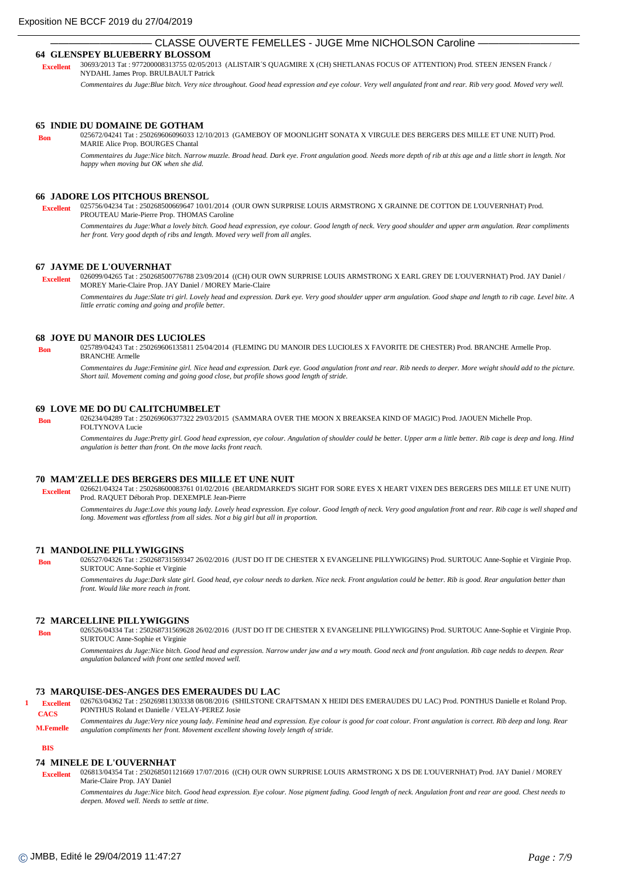## CLASSE OUVERTE FEMELLES - JUGE Mme NICHOLSON Caroline

### 64 GLENSPEY BLUEBERRY BLOSSOM

**Excellent**

30693/2013 Tat : 977200008313755 02/05/2013 (ALISTAIR´S QUAGMIRE X (CH) SHETLANAS FOCUS OF ATTENTION) Prod. STEEN JENSEN Franck / NYDAHL James Prop. BRULBAULT Patrick

*Commentaires du Juge:Blue bitch. Very nice throughout. Good head expression and eye colour. Very well angulated front and rear. Rib very good. Moved very well.*

### 65 INDIE DU DOMAINE DE GOTHAM

**Bon**

025672/04241 Tat : 250269606096033 12/10/2013 (GAMEBOY OF MOONLIGHT SONATA X VIRGULE DES BERGERS DES MILLE ET UNE NUIT) Prod. MARIE Alice Prop. BOURGES Chantal

*Commentaires du Juge:Nice bitch. Narrow muzzle. Broad head. Dark eye. Front angulation good. Needs more depth of rib at this age and a little short in length. Not happy when moving but OK when she did.*

### 66 JADORE LOS PITCHOUS BRENSOL

**Excellent**

025756/04234 Tat : 250268500669647 10/01/2014 (OUR OWN SURPRISE LOUIS ARMSTRONG X GRAINNE DE COTTON DE L'OUVERNHAT) Prod. PROUTEAU Marie-Pierre Prop. THOMAS Caroline

*Commentaires du Juge:What a lovely bitch. Good head expression, eye colour. Good length of neck. Very good shoulder and upper arm angulation. Rear compliments her front. Very good depth of ribs and length. Moved very well from all angles.*

### 67 JAYME DE L'OUVERNHAT

**Excellent**

026099/04265 Tat : 250268500776788 23/09/2014 ((CH) OUR OWN SURPRISE LOUIS ARMSTRONG X EARL GREY DE L'OUVERNHAT) Prod. JAY Daniel / MOREY Marie-Claire Prop. JAY Daniel / MOREY Marie-Claire

*Commentaires du Juge:Slate tri girl. Lovely head and expression. Dark eye. Very good shoulder upper arm angulation. Good shape and length to rib cage. Level bite. A little erratic coming and going and profile better.*

### 68 JOYE DU MANOIR DES LUCIOLES

**Bon**

025789/04243 Tat : 250269606135811 25/04/2014 (FLEMING DU MANOIR DES LUCIOLES X FAVORITE DE CHESTER) Prod. BRANCHE Armelle Prop. BRANCHE Armelle

*Commentaires du Juge:Feminine girl. Nice head and expression. Dark eye. Good angulation front and rear. Rib needs to deeper. More weight should add to the picture. Short tail. Movement coming and going good close, but profile shows good length of stride.*

### 69 LOVE ME DO DU CALITCHUMBELET

**Bon**

026234/04289 Tat : 250269606377322 29/03/2015 (SAMMARA OVER THE MOON X BREAKSEA KIND OF MAGIC) Prod. JAOUEN Michelle Prop. FOLTYNOVA Lucie

*Commentaires du Juge:Pretty girl. Good head expression, eye colour. Angulation of shoulder could be better. Upper arm a little better. Rib cage is deep and long. Hind angulation is better than front. On the move lacks front reach.*

### 70 MAM'ZELLE DES BERGERS DES MILLE ET UNE NUIT

**Excellent**

026621/04324 Tat : 250268600083761 01/02/2016 (BEARDMARKED'S SIGHT FOR SORE EYES X HEART VIXEN DES BERGERS DES MILLE ET UNE NUIT) Prod. RAQUET Déborah Prop. DEXEMPLE Jean-Pierre

*Commentaires du Juge:Love this young lady. Lovely head expression. Eye colour. Good length of neck. Very good angulation front and rear. Rib cage is well shaped and long. Movement was effortless from all sides. Not a big girl but all in proportion.*

### 71 MANDOLINE PILLYWIGGINS

**Bon**

026527/04326 Tat : 250268731569347 26/02/2016 (JUST DO IT DE CHESTER X EVANGELINE PILLYWIGGINS) Prod. SURTOUC Anne-Sophie et Virginie Prop. SURTOUC Anne-Sophie et Virginie

*Commentaires du Juge:Dark slate girl. Good head, eye colour needs to darken. Nice neck. Front angulation could be better. Rib is good. Rear angulation better than front. Would like more reach in front.*

### 72 MARCELLINE PILLYWIGGINS

**Bon**

026526/04334 Tat : 250268731569628 26/02/2016 (JUST DO IT DE CHESTER X EVANGELINE PILLYWIGGINS) Prod. SURTOUC Anne-Sophie et Virginie Prop. SURTOUC Anne-Sophie et Virginie

*Commentaires du Juge:Nice bitch. Good head and expression. Narrow under jaw and a wry mouth. Good neck and front angulation. Rib cage nedds to deepen. Rear angulation balanced with front one settled moved well.*

### 73 MARQUISE-DES-ANGES DES EMERAUDES DU LAC

**1 Excellent CACS M.Femelle BIS**

026763/04362 Tat : 250269811303338 08/08/2016 (SHILSTONE CRAFTSMAN X HEIDI DES EMERAUDES DU LAC) Prod. PONTHUS Danielle et Roland Prop. PONTHUS Roland et Danielle / VELAY-PEREZ Josie

*Commentaires du Juge:Very nice young lady. Feminine head and expression. Eye colour is good for coat colour. Front angulation is correct. Rib deep and long. Rear angulation compliments her front. Movement excellent showing lovely length of stride.*

### 74 MINELE DE L'OUVERNHAT

**Excellent**

026813/04354 Tat : 250268501121669 17/07/2016 ((CH) OUR OWN SURPRISE LOUIS ARMSTRONG X DS DE L'OUVERNHAT) Prod. JAY Daniel / MOREY Marie-Claire Prop. JAY Daniel

*Commentaires du Juge:Nice bitch. Good head expression. Eye colour. Nose pigment fading. Good length of neck. Angulation front and rear are good. Chest needs to deepen. Moved well. Needs to settle at time.*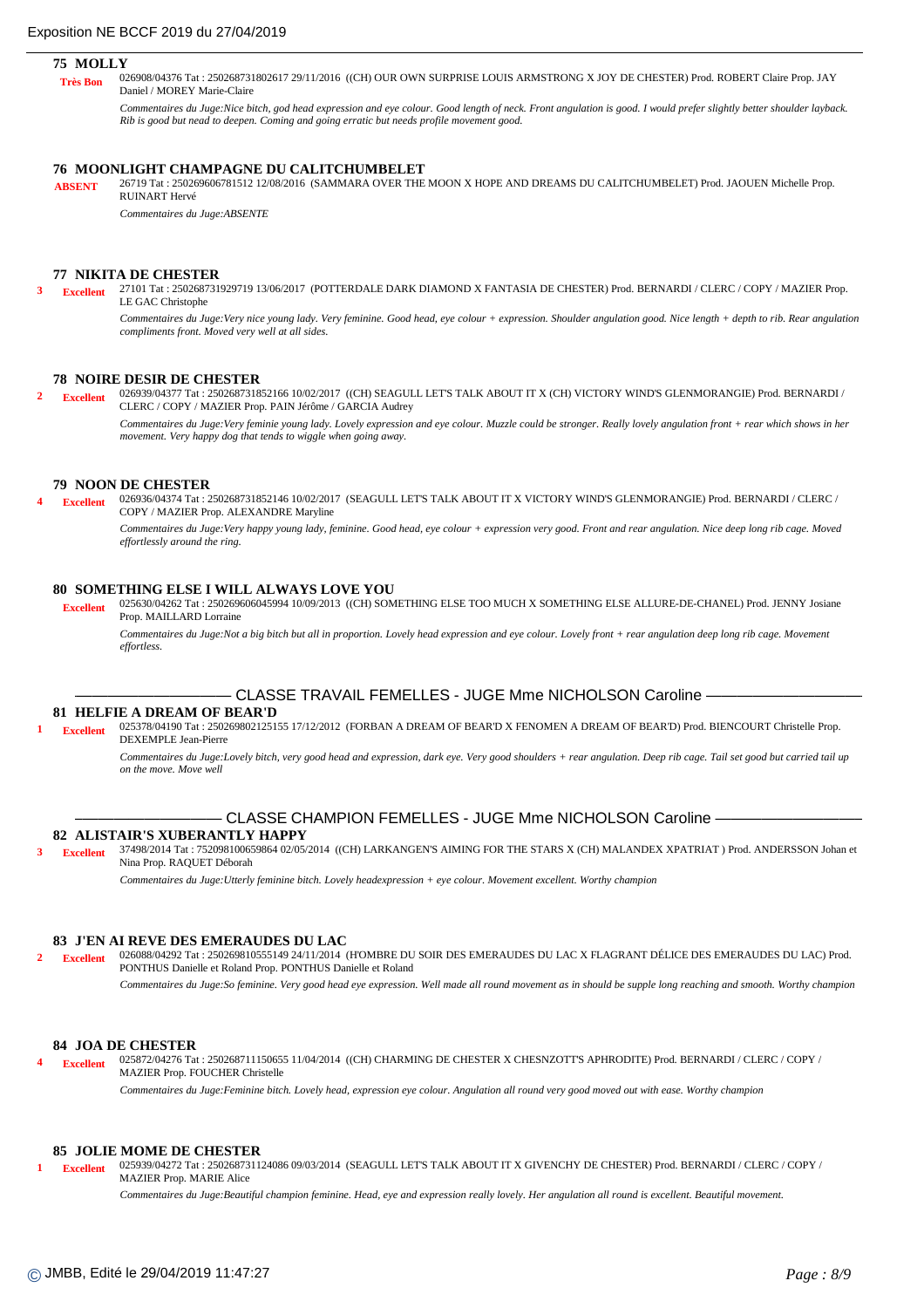### 75 MOLLY

**Très Bon** 026908/04376 Tat : 250268731802617 29/11/2016 ((CH) OUR OWN SURPRISE LOUIS ARMSTRONG X JOY DE CHESTER) Prod. ROBERT Claire Prop. JAY Daniel / MOREY Marie-Claire

*Commentaires du Juge:Nice bitch, god head expression and eye colour. Good length of neck. Front angulation is good. I would prefer slightly better shoulder layback. Rib is good but nead to deepen. Coming and going erratic but needs profile movement good.*

### 76 MOONLIGHT CHAMPAGNE DU CALITCHUMBELET

**ABSENT** 26719 Tat : 250269606781512 12/08/2016 (SAMMARA OVER THE MOON X HOPE AND DREAMS DU CALITCHUMBELET) Prod. JAOUEN Michelle Prop. RUINART Hervé

*Commentaires du Juge:ABSENTE*

### 77 NIKITA DE CHESTER

3 **Excellent** 27101 Tat : 250268731929719 13/06/2017 (POTTERDALE DARK DIAMOND X FANTASIA DE CHESTER) Prod. BERNARDI / CLERC / COPY / MAZIER Prop. LE GAC Christophe

*Commentaires du Juge:Very nice young lady. Very feminine. Good head, eye colour + expression. Shoulder angulation good. Nice length + depth to rib. Rear angulation compliments front. Moved very well at all sides.*

### 78 NOIRE DESIR DE CHESTER

2 **Excellent** 026939/04377 Tat : 250268731852166 10/02/2017 ((CH) SEAGULL LET'S TALK ABOUT IT X (CH) VICTORY WIND'S GLENMORANGIE) Prod. BERNARDI / CLERC / COPY / MAZIER Prop. PAIN Jérôme / GARCIA Audrey

*Commentaires du Juge:Very feminie young lady. Lovely expression and eye colour. Muzzle could be stronger. Really lovely angulation front + rear which shows in her movement. Very happy dog that tends to wiggle when going away.*

### 79 NOON DE CHESTER

4 **Excellent** 026936/04374 Tat : 250268731852146 10/02/2017 (SEAGULL LET'S TALK ABOUT IT X VICTORY WIND'S GLENMORANGIE) Prod. BERNARDI / CLERC / COPY / MAZIER Prop. ALEXANDRE Maryline

*Commentaires du Juge:Very happy young lady, feminine. Good head, eye colour + expression very good. Front and rear angulation. Nice deep long rib cage. Moved effortlessly around the ring.*

### 80 SOMETHING ELSE I WILL ALWAYS LOVE YOU

**Excellent** 025630/04262 Tat : 250269606045994 10/09/2013 ((CH) SOMETHING ELSE TOO MUCH X SOMETHING ELSE ALLURE-DE-CHANEL) Prod. JENNY Josiane Prop. MAILLARD Lorraine

*Commentaires du Juge:Not a big bitch but all in proportion. Lovely head expression and eye colour. Lovely front + rear angulation deep long rib cage. Movement effortless.*

## CLASSE TRAVAIL FEMELLES - JUGE Mme NICHOLSON Caroline

### 81 HELFIE A DREAM OF BEAR'D

1 **Excellent** 025378/04190 Tat : 250269802125155 17/12/2012 (FORBAN A DREAM OF BEAR'D X FENOMEN A DREAM OF BEAR'D) Prod. BIENCOURT Christelle Prop. DEXEMPLE Jean-Pierre

*Commentaires du Juge:Lovely bitch, very good head and expression, dark eye. Very good shoulders + rear angulation. Deep rib cage. Tail set good but carried tail up on the move. Move well*

## CLASSE CHAMPION FEMELLES - JUGE Mme NICHOLSON Caroline

### 82 ALISTAIR'S XUBERANTLY HAPPY

3 **Excellent** 37498/2014 Tat : 752098100659864 02/05/2014 ((CH) LARKANGEN'S AIMING FOR THE STARS X (CH) MALANDEX XPATRIAT ) Prod. ANDERSSON Johan et Nina Prop. RAQUET Déborah

*Commentaires du Juge:Utterly feminine bitch. Lovely headexpression + eye colour. Movement excellent. Worthy champion*

### 83 J'EN AI REVE DES EMERAUDES DU LAC

2 **Excellent** 026088/04292 Tat : 250269810555149 24/11/2014 (H'OMBRE DU SOIR DES EMERAUDES DU LAC X FLAGRANT DÉLICE DES EMERAUDES DU LAC) Prod. PONTHUS Danielle et Roland Prop. PONTHUS Danielle et Roland

*Commentaires du Juge:So feminine. Very good head eye expression. Well made all round movement as in should be supple long reaching and smooth. Worthy champion*

### 84 JOA DE CHESTER

4 **Excellent** 025872/04276 Tat : 250268711150655 11/04/2014 ((CH) CHARMING DE CHESTER X CHESNZOTT'S APHRODITE) Prod. BERNARDI / CLERC / COPY / MAZIER Prop. FOUCHER Christelle

*Commentaires du Juge:Feminine bitch. Lovely head, expression eye colour. Angulation all round very good moved out with ease. Worthy champion*

### 85 JOLIE MOME DE CHESTER

1 **Excellent** 025939/04272 Tat : 250268731124086 09/03/2014 (SEAGULL LET'S TALK ABOUT IT X GIVENCHY DE CHESTER) Prod. BERNARDI / CLERC / COPY / MAZIER Prop. MARIE Alice

*Commentaires du Juge:Beautiful champion feminine. Head, eye and expression really lovely. Her angulation all round is excellent. Beautiful movement.*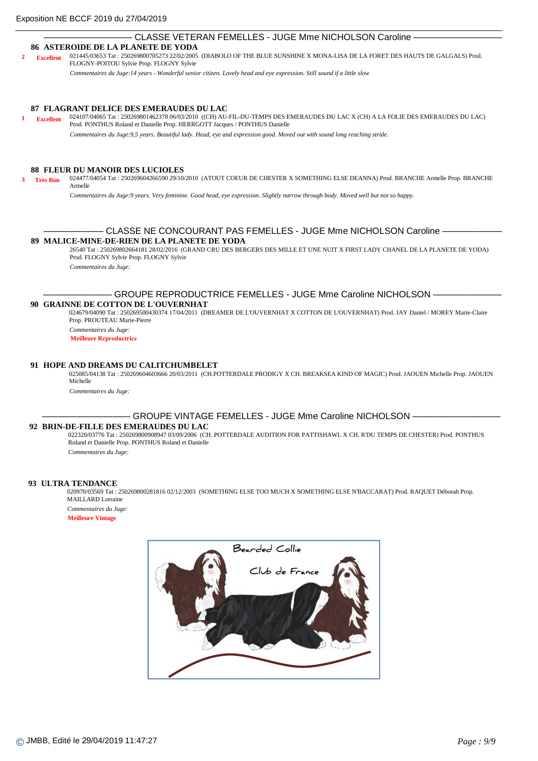## CLASSE VETERAN FEMELLES - JUGE Mme NICHOLSON Caroline

**86 ASTEROIDE DE LA PLANETE DE YODA**

**2** **Excellent** 021445/03653 Tat : 250269800705273 22/02/2005 (DIABOLO OF THE BLUE SUNSHINE X MONA-LISA DE LA FORET DES HAUTS DE GALGALS) Prod. FLOGNY-POITOU Sylvie Prop. FLOGNY Sylvie

*Commentaires du Juge:14 years - Wonderful senior citizen. Lovely head and eye expression. Still sound if a little slow*

**87 FLAGRANT DELICE DES EMERAUDES DU LAC**

**1** **Excellent** 024107/04065 Tat : 250269801462378 06/03/2010 ((CH) AU-FIL-DU-TEMPS DES EMERAUDES DU LAC X (CH) A LA FOLIE DES EMERAUDES DU LAC) Prod. PONTHUS Roland et Danielle Prop. HERRGOTT Jacques / PONTHUS Danielle

*Commentaires du Juge:9,5 years. Beautiful lady. Head, eye and expression good. Moved out with sound long reaching stride.*

**88 FLEUR DU MANOIR DES LUCIOLES**

**3** **Très Bon** 024477/04054 Tat : 250269604266590 29/10/2010 (ATOUT COEUR DE CHESTER X SOMETHING ELSE DEANNA) Prod. BRANCHE Armelle Prop. BRANCHE Armelle

*Commentaires du Juge:9 years. Very feminine. Good head, eye expression. Slightly narrow through body. Moved well but not so happy.*

## CLASSE NE CONCOURANT PAS FEMELLES - JUGE Mme NICHOLSON Caroline

**89 MALICE-MINE-DE-RIEN DE LA PLANETE DE YODA**

26540 Tat : 250269802664181 28/02/2016 (GRAND CRU DES BERGERS DES MILLE ET UNE NUIT X FIRST LADY CHANEL DE LA PLANETE DE YODA) Prod. FLOGNY Sylvie Prop. FLOGNY Sylvie

*Commentaires du Juge:*

## GROUPE REPRODUCTRICE FEMELLES - JUGE Mme Caroline NICHOLSON

**90 GRAINNE DE COTTON DE L'OUVERNHAT**

024679/04090 Tat : 250269500430374 17/04/2011 (DREAMER DE L'OUVERNHAT X COTTON DE L'OUVERNHAT) Prod. JAY Daniel / MOREY Marie-Claire Prop. PROUTEAU Marie-Pierre

*Commentaires du Juge:*

**Meilleure Reproductrice**

**91 HOPE AND DREAMS DU CALITCHUMBELET**

025085/04138 Tat : 250269604603666 20/03/2011 (CH.POTTERDALE PRODIGY X CH. BREAKSEA KIND OF MAGIC) Prod. JAOUEN Michelle Prop. JAOUEN Michelle

*Commentaires du Juge:*

## GROUPE VINTAGE FEMELLES - JUGE Mme Caroline NICHOLSON

**92 BRIN-DE-FILLE DES EMERAUDES DU LAC**

022320/03776 Tat : 250269800908947 03/09/2006 (CH. POTTERDALE AUDITION FOR PATTISHAWL X CH. R'DU TEMPS DE CHESTER) Prod. PONTHUS Roland et Danielle Prop. PONTHUS Roland et Danielle

*Commentaires du Juge:*

**93 ULTRA TENDANCE**

020970/03569 Tat : 250269800281816 02/12/2003 (SOMETHING ELSE TOO MUCH X SOMETHING ELSE N'BACCARAT) Prod. RAQUET Déborah Prop. MAILLARD Lorraine

*Commentaires du Juge:*

**Meilleure Vintage**

Bearded Collie Club de France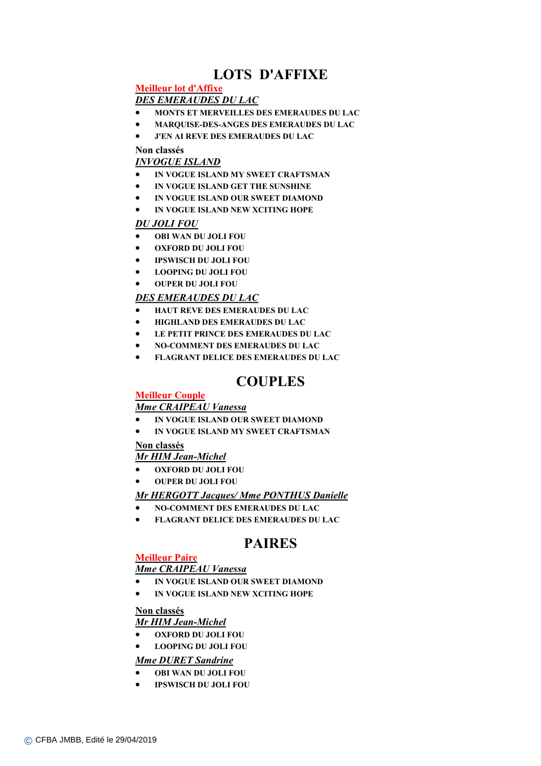# LOTS D'AFFIXE

**Meilleur lot d'Affixe**

***DES EMERAUDES DU LAC***

- **MONTS ET MERVEILLES DES EMERAUDES DU LAC**
- **MARQUISE-DES-ANGES DES EMERAUDES DU LAC**
- **J'EN AI REVE DES EMERAUDES DU LAC**

**Non classés**

***INVOGUE ISLAND***

- **IN VOGUE ISLAND MY SWEET CRAFTSMAN**
- **IN VOGUE ISLAND GET THE SUNSHINE**
- **IN VOGUE ISLAND OUR SWEET DIAMOND**
- **IN VOGUE ISLAND NEW XCITING HOPE**

***DU JOLI FOU***

- **OBI WAN DU JOLI FOU**
- **OXFORD DU JOLI FOU**
- **IPSWISCH DU JOLI FOU**
- **LOOPING DU JOLI FOU**
- **OUPER DU JOLI FOU**

***DES EMERAUDES DU LAC***

- **HAUT REVE DES EMERAUDES DU LAC**
- **HIGHLAND DES EMERAUDES DU LAC**
- **LE PETIT PRINCE DES EMERAUDES DU LAC**
- **NO-COMMENT DES EMERAUDES DU LAC**
- **FLAGRANT DELICE DES EMERAUDES DU LAC**

# COUPLES

**Meilleur Couple**

***Mme CRAIPEAU Vanessa***

- **IN VOGUE ISLAND OUR SWEET DIAMOND**
- **IN VOGUE ISLAND MY SWEET CRAFTSMAN**

**Non classés**

***Mr HIM Jean-Michel***

- **OXFORD DU JOLI FOU**
- **OUPER DU JOLI FOU**

***Mr HERGOTT Jacques/ Mme PONTHUS Danielle***

- **NO-COMMENT DES EMERAUDES DU LAC**
- **FLAGRANT DELICE DES EMERAUDES DU LAC**

# PAIRES

**Meilleur Paire**

***Mme CRAIPEAU Vanessa***

- **IN VOGUE ISLAND OUR SWEET DIAMOND**
- **IN VOGUE ISLAND NEW XCITING HOPE**

**Non classés**

***Mr HIM Jean-Michel***

- **OXFORD DU JOLI FOU**
- **LOOPING DU JOLI FOU**

***Mme DURET Sandrine***

- **OBI WAN DU JOLI FOU**
- **IPSWISCH DU JOLI FOU**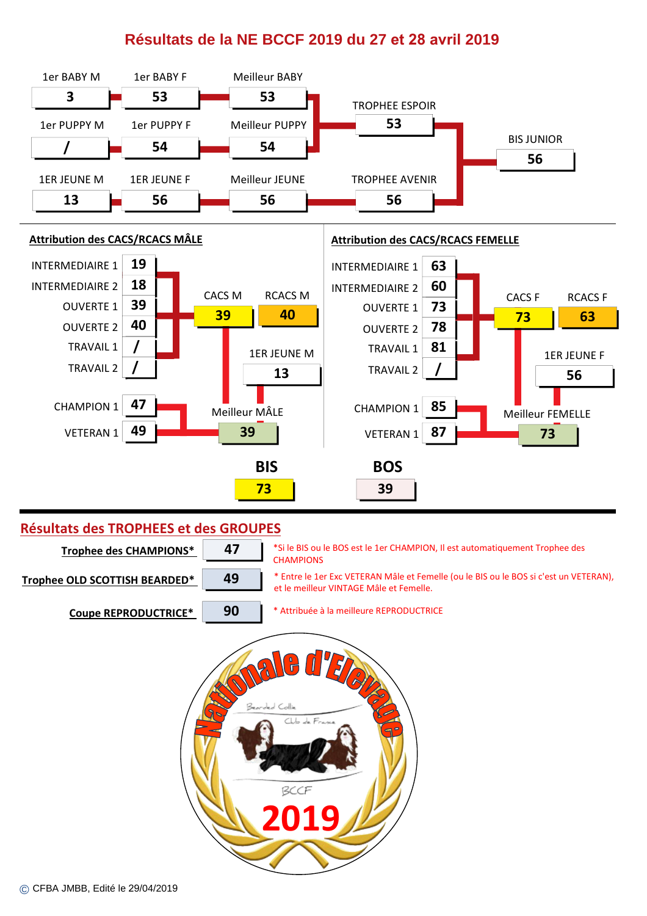# Résultats de la NE BCCF 2019 du 27 et 28 avril 2019

| 1er BABY M | 1er BABY F | Meilleur BABY |
|---|---|---|
| 3 | 53 | 53 |

| 1er PUPPY M | 1er PUPPY F | Meilleur PUPPY |
|---|---|---|
| / | 54 | 54 |

TROPHEE ESPOIR: 53

| 1ER JEUNE M | 1ER JEUNE F | Meilleur JEUNE |
|---|---|---|
| 13 | 56 | 56 |

TROPHEE AVENIR: 56

BIS JUNIOR: 56

## Attribution des CACS/RCACS MÂLE

| Classe | N° |
|---|---|
| INTERMEDIAIRE 1 | 19 |
| INTERMEDIAIRE 2 | 18 |
| OUVERTE 1 | 39 |
| OUVERTE 2 | 40 |
| TRAVAIL 1 | / |
| TRAVAIL 2 | / |
| CHAMPION 1 | 47 |
| VETERAN 1 | 49 |

CACS M: 39 — RCACS M: 40

1ER JEUNE M: 13

Meilleur MÂLE: 39

## Attribution des CACS/RCACS FEMELLE

| Classe | N° |
|---|---|
| INTERMEDIAIRE 1 | 63 |
| INTERMEDIAIRE 2 | 60 |
| OUVERTE 1 | 73 |
| OUVERTE 2 | 78 |
| TRAVAIL 1 | 81 |
| TRAVAIL 2 | / |
| CHAMPION 1 | 85 |
| VETERAN 1 | 87 |

CACS F: 73 — RCACS F: 63

1ER JEUNE F: 56

Meilleur FEMELLE: 73

**BIS**: 73

**BOS**: 39

## Résultats des TROPHEES et des GROUPES

| | |
|---|---|
| **Trophee des CHAMPIONS*** | 47 |
| **Trophee OLD SCOTTISH BEARDED*** | 49 |
| **Coupe REPRODUCTRICE*** | 90 |

*Si le BIS ou le BOS est le 1er CHAMPION, Il est automatiquement Trophee des CHAMPIONS

* Entre le 1er Exc VETERAN Mâle et Femelle (ou le BIS ou le BOS si c'est un VETERAN), et le meilleur VINTAGE Mâle et Femelle.

* Attribuée à la meilleure REPRODUCTRICE

Nationale d'Elevage — Bearded Collie Club de France — BCCF — 2019

© CFBA JMBB, Edité le 29/04/2019